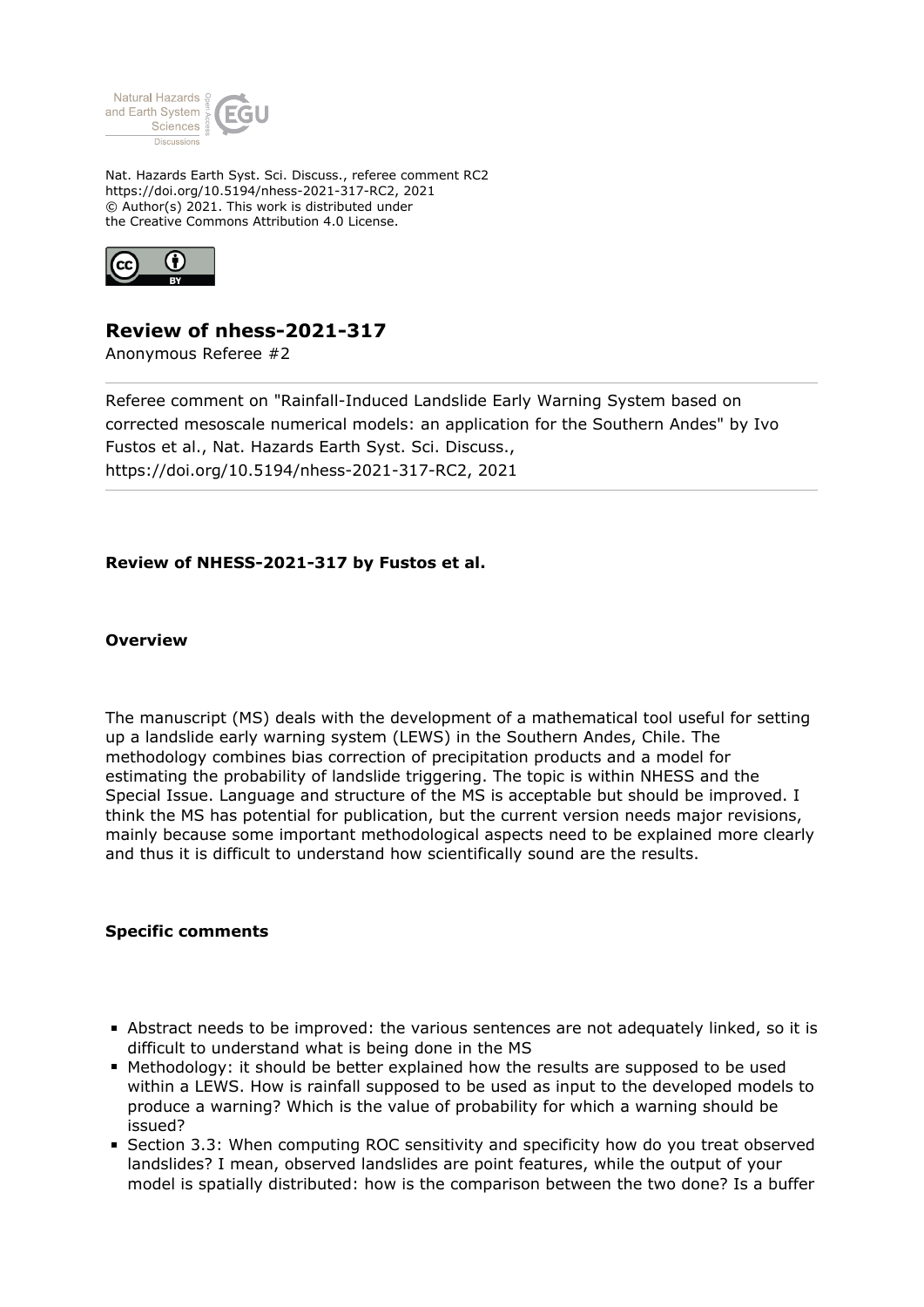Nat. Hazards Earth Syst. Sci. Discuss., referee comment RC2
https://doi.org/10.5194/nhess-2021-317-RC2, 2021
© Author(s) 2021. This work is distributed under
the Creative Commons Attribution 4.0 License.

## Review of nhess-2021-317

Anonymous Referee #2

Referee comment on "Rainfall-Induced Landslide Early Warning System based on corrected mesoscale numerical models: an application for the Southern Andes" by Ivo Fustos et al., Nat. Hazards Earth Syst. Sci. Discuss., https://doi.org/10.5194/nhess-2021-317-RC2, 2021

**Review of NHESS-2021-317 by Fustos et al.**

**Overview**

The manuscript (MS) deals with the development of a mathematical tool useful for setting up a landslide early warning system (LEWS) in the Southern Andes, Chile. The methodology combines bias correction of precipitation products and a model for estimating the probability of landslide triggering. The topic is within NHESS and the Special Issue. Language and structure of the MS is acceptable but should be improved. I think the MS has potential for publication, but the current version needs major revisions, mainly because some important methodological aspects need to be explained more clearly and thus it is difficult to understand how scientifically sound are the results.

**Specific comments**

- Abstract needs to be improved: the various sentences are not adequately linked, so it is difficult to understand what is being done in the MS
- Methodology: it should be better explained how the results are supposed to be used within a LEWS. How is rainfall supposed to be used as input to the developed models to produce a warning? Which is the value of probability for which a warning should be issued?
- Section 3.3: When computing ROC sensitivity and specificity how do you treat observed landslides? I mean, observed landslides are point features, while the output of your model is spatially distributed: how is the comparison between the two done? Is a buffer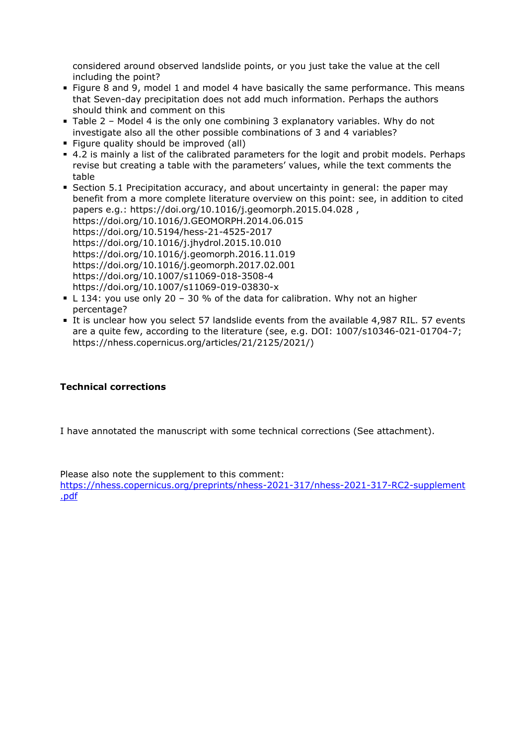considered around observed landslide points, or you just take the value at the cell including the point?

- Figure 8 and 9, model 1 and model 4 have basically the same performance. This means that Seven-day precipitation does not add much information. Perhaps the authors should think and comment on this
- Table 2 – Model 4 is the only one combining 3 explanatory variables. Why do not investigate also all the other possible combinations of 3 and 4 variables?
- Figure quality should be improved (all)
- 4.2 is mainly a list of the calibrated parameters for the logit and probit models. Perhaps revise but creating a table with the parameters' values, while the text comments the table
- Section 5.1 Precipitation accuracy, and about uncertainty in general: the paper may benefit from a more complete literature overview on this point: see, in addition to cited papers e.g.: https://doi.org/10.1016/j.geomorph.2015.04.028 ,
  https://doi.org/10.1016/J.GEOMORPH.2014.06.015
  https://doi.org/10.5194/hess-21-4525-2017
  https://doi.org/10.1016/j.jhydrol.2015.10.010
  https://doi.org/10.1016/j.geomorph.2016.11.019
  https://doi.org/10.1016/j.geomorph.2017.02.001
  https://doi.org/10.1007/s11069-018-3508-4
  https://doi.org/10.1007/s11069-019-03830-x
- L 134: you use only 20 – 30 % of the data for calibration. Why not an higher percentage?
- It is unclear how you select 57 landslide events from the available 4,987 RIL. 57 events are a quite few, according to the literature (see, e.g. DOI: 1007/s10346-021-01704-7; https://nhess.copernicus.org/articles/21/2125/2021/)

**Technical corrections**

I have annotated the manuscript with some technical corrections (See attachment).

Please also note the supplement to this comment:
https://nhess.copernicus.org/preprints/nhess-2021-317/nhess-2021-317-RC2-supplement.pdf